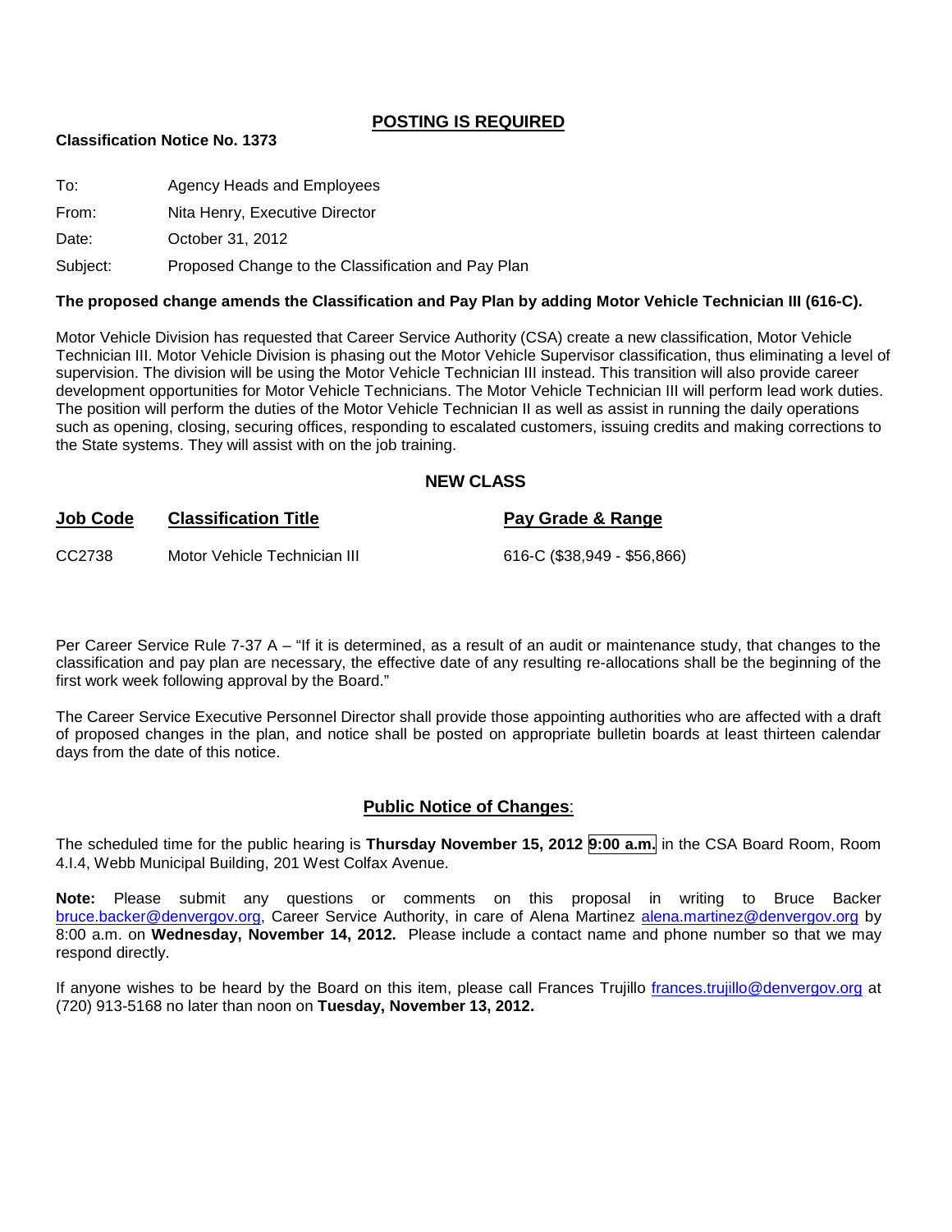## POSTING IS REQUIRED

**Classification Notice No. 1373**

To: Agency Heads and Employees

From: Nita Henry, Executive Director

Date: October 31, 2012

Subject: Proposed Change to the Classification and Pay Plan

**The proposed change amends the Classification and Pay Plan by adding Motor Vehicle Technician III (616-C).**

Motor Vehicle Division has requested that Career Service Authority (CSA) create a new classification, Motor Vehicle Technician III. Motor Vehicle Division is phasing out the Motor Vehicle Supervisor classification, thus eliminating a level of supervision. The division will be using the Motor Vehicle Technician III instead. This transition will also provide career development opportunities for Motor Vehicle Technicians. The Motor Vehicle Technician III will perform lead work duties. The position will perform the duties of the Motor Vehicle Technician II as well as assist in running the daily operations such as opening, closing, securing offices, responding to escalated customers, issuing credits and making corrections to the State systems. They will assist with on the job training.

### NEW CLASS

| Job Code | Classification Title | Pay Grade & Range |
|---|---|---|
| CC2738 | Motor Vehicle Technician III | 616-C ($38,949 - $56,866) |

Per Career Service Rule 7-37 A – "If it is determined, as a result of an audit or maintenance study, that changes to the classification and pay plan are necessary, the effective date of any resulting re-allocations shall be the beginning of the first work week following approval by the Board."

The Career Service Executive Personnel Director shall provide those appointing authorities who are affected with a draft of proposed changes in the plan, and notice shall be posted on appropriate bulletin boards at least thirteen calendar days from the date of this notice.

### Public Notice of Changes:

The scheduled time for the public hearing is **Thursday November 15, 2012 9:00 a.m.** in the CSA Board Room, Room 4.I.4, Webb Municipal Building, 201 West Colfax Avenue.

**Note:** Please submit any questions or comments on this proposal in writing to Bruce Backer bruce.backer@denvergov.org, Career Service Authority, in care of Alena Martinez alena.martinez@denvergov.org by 8:00 a.m. on **Wednesday, November 14, 2012.** Please include a contact name and phone number so that we may respond directly.

If anyone wishes to be heard by the Board on this item, please call Frances Trujillo frances.trujillo@denvergov.org at (720) 913-5168 no later than noon on **Tuesday, November 13, 2012.**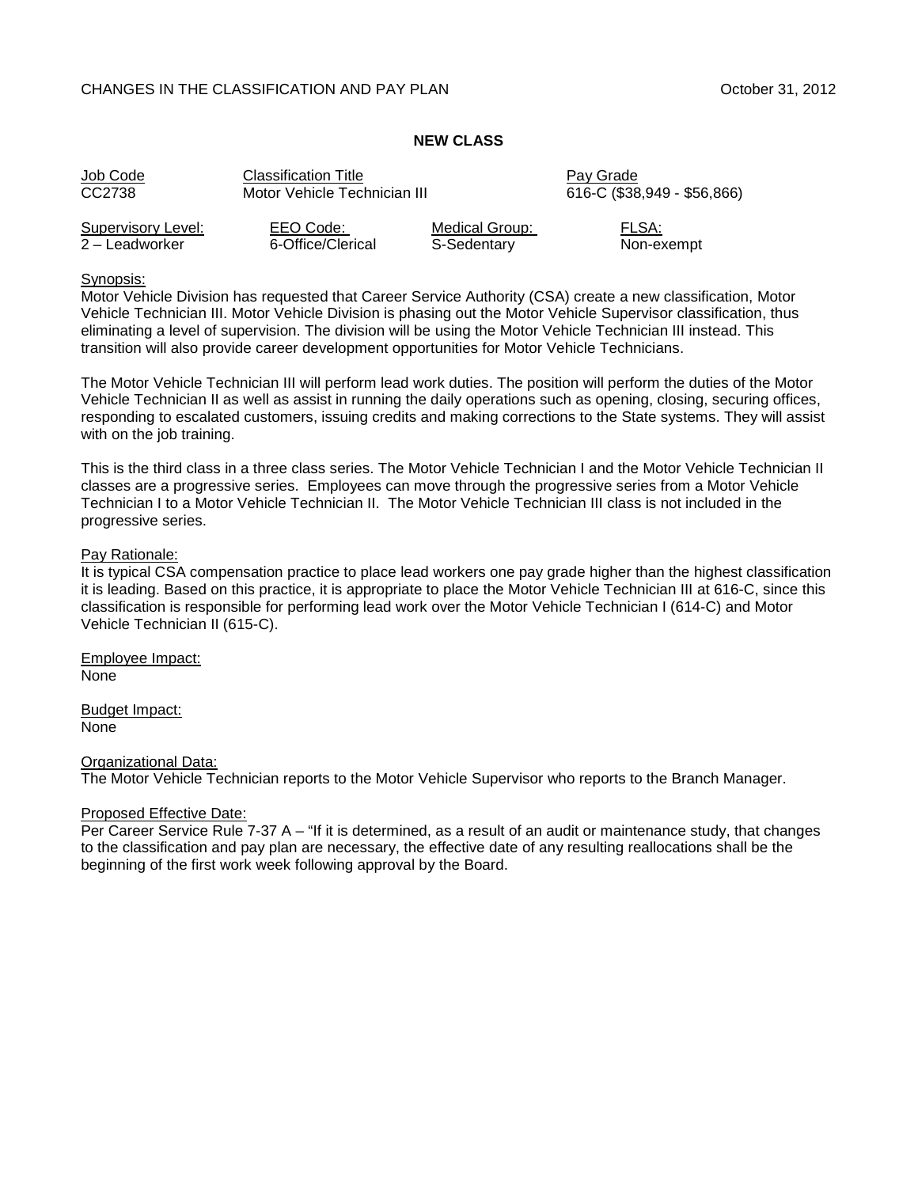CHANGES IN THE CLASSIFICATION AND PAY PLAN October 31, 2012

**NEW CLASS**

| Job Code | Classification Title | Pay Grade |
|---|---|---|
| CC2738 | Motor Vehicle Technician III | 616-C ($38,949 - $56,866) |

| Supervisory Level: | EEO Code: | Medical Group: | FLSA: |
|---|---|---|---|
| 2 – Leadworker | 6-Office/Clerical | S-Sedentary | Non-exempt |

Synopsis:
Motor Vehicle Division has requested that Career Service Authority (CSA) create a new classification, Motor Vehicle Technician III. Motor Vehicle Division is phasing out the Motor Vehicle Supervisor classification, thus eliminating a level of supervision. The division will be using the Motor Vehicle Technician III instead. This transition will also provide career development opportunities for Motor Vehicle Technicians.

The Motor Vehicle Technician III will perform lead work duties. The position will perform the duties of the Motor Vehicle Technician II as well as assist in running the daily operations such as opening, closing, securing offices, responding to escalated customers, issuing credits and making corrections to the State systems. They will assist with on the job training.

This is the third class in a three class series. The Motor Vehicle Technician I and the Motor Vehicle Technician II classes are a progressive series. Employees can move through the progressive series from a Motor Vehicle Technician I to a Motor Vehicle Technician II. The Motor Vehicle Technician III class is not included in the progressive series.

Pay Rationale:
It is typical CSA compensation practice to place lead workers one pay grade higher than the highest classification it is leading. Based on this practice, it is appropriate to place the Motor Vehicle Technician III at 616-C, since this classification is responsible for performing lead work over the Motor Vehicle Technician I (614-C) and Motor Vehicle Technician II (615-C).

Employee Impact:
None

Budget Impact:
None

Organizational Data:
The Motor Vehicle Technician reports to the Motor Vehicle Supervisor who reports to the Branch Manager.

Proposed Effective Date:
Per Career Service Rule 7-37 A – "If it is determined, as a result of an audit or maintenance study, that changes to the classification and pay plan are necessary, the effective date of any resulting reallocations shall be the beginning of the first work week following approval by the Board.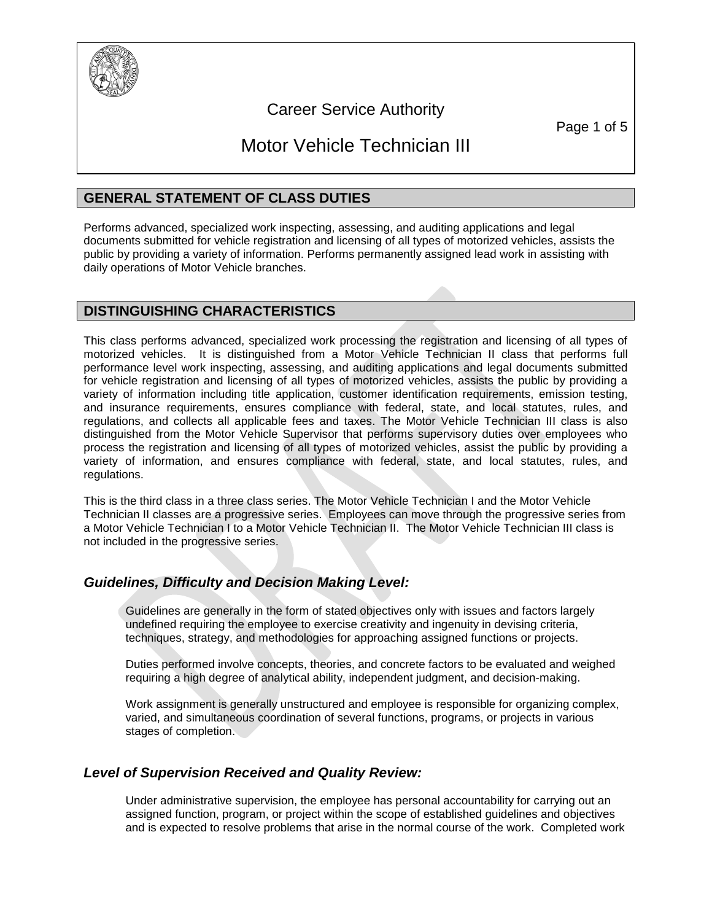# Career Service Authority

# Motor Vehicle Technician III

## GENERAL STATEMENT OF CLASS DUTIES

Performs advanced, specialized work inspecting, assessing, and auditing applications and legal documents submitted for vehicle registration and licensing of all types of motorized vehicles, assists the public by providing a variety of information. Performs permanently assigned lead work in assisting with daily operations of Motor Vehicle branches.

## DISTINGUISHING CHARACTERISTICS

This class performs advanced, specialized work processing the registration and licensing of all types of motorized vehicles. It is distinguished from a Motor Vehicle Technician II class that performs full performance level work inspecting, assessing, and auditing applications and legal documents submitted for vehicle registration and licensing of all types of motorized vehicles, assists the public by providing a variety of information including title application, customer identification requirements, emission testing, and insurance requirements, ensures compliance with federal, state, and local statutes, rules, and regulations, and collects all applicable fees and taxes. The Motor Vehicle Technician III class is also distinguished from the Motor Vehicle Supervisor that performs supervisory duties over employees who process the registration and licensing of all types of motorized vehicles, assist the public by providing a variety of information, and ensures compliance with federal, state, and local statutes, rules, and regulations.

This is the third class in a three class series. The Motor Vehicle Technician I and the Motor Vehicle Technician II classes are a progressive series. Employees can move through the progressive series from a Motor Vehicle Technician I to a Motor Vehicle Technician II. The Motor Vehicle Technician III class is not included in the progressive series.

### *Guidelines, Difficulty and Decision Making Level:*

Guidelines are generally in the form of stated objectives only with issues and factors largely undefined requiring the employee to exercise creativity and ingenuity in devising criteria, techniques, strategy, and methodologies for approaching assigned functions or projects.

Duties performed involve concepts, theories, and concrete factors to be evaluated and weighed requiring a high degree of analytical ability, independent judgment, and decision-making.

Work assignment is generally unstructured and employee is responsible for organizing complex, varied, and simultaneous coordination of several functions, programs, or projects in various stages of completion.

### *Level of Supervision Received and Quality Review:*

Under administrative supervision, the employee has personal accountability for carrying out an assigned function, program, or project within the scope of established guidelines and objectives and is expected to resolve problems that arise in the normal course of the work. Completed work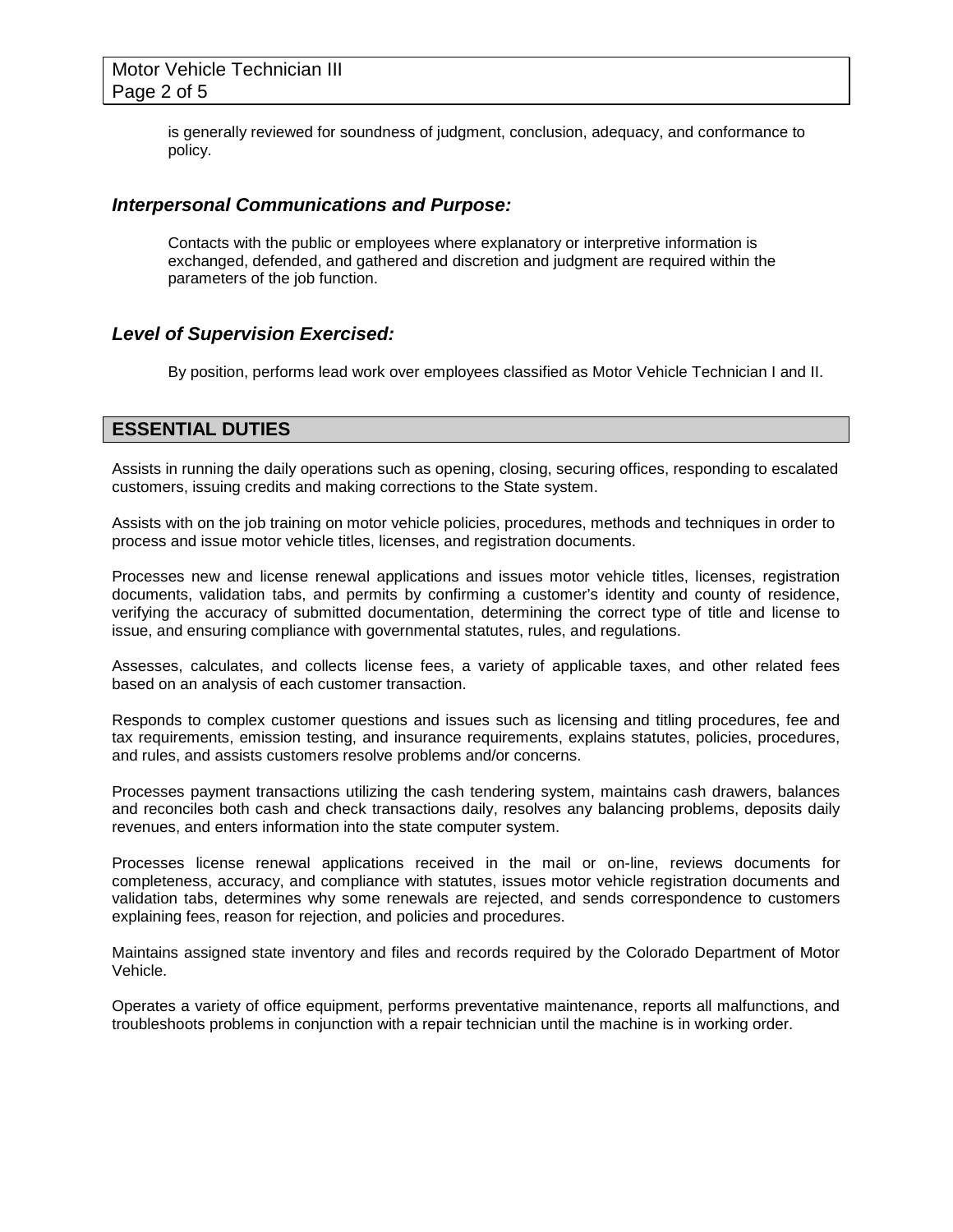is generally reviewed for soundness of judgment, conclusion, adequacy, and conformance to policy.

### *Interpersonal Communications and Purpose:*

Contacts with the public or employees where explanatory or interpretive information is exchanged, defended, and gathered and discretion and judgment are required within the parameters of the job function.

### *Level of Supervision Exercised:*

By position, performs lead work over employees classified as Motor Vehicle Technician I and II.

## ESSENTIAL DUTIES

Assists in running the daily operations such as opening, closing, securing offices, responding to escalated customers, issuing credits and making corrections to the State system.

Assists with on the job training on motor vehicle policies, procedures, methods and techniques in order to process and issue motor vehicle titles, licenses, and registration documents.

Processes new and license renewal applications and issues motor vehicle titles, licenses, registration documents, validation tabs, and permits by confirming a customer's identity and county of residence, verifying the accuracy of submitted documentation, determining the correct type of title and license to issue, and ensuring compliance with governmental statutes, rules, and regulations.

Assesses, calculates, and collects license fees, a variety of applicable taxes, and other related fees based on an analysis of each customer transaction.

Responds to complex customer questions and issues such as licensing and titling procedures, fee and tax requirements, emission testing, and insurance requirements, explains statutes, policies, procedures, and rules, and assists customers resolve problems and/or concerns.

Processes payment transactions utilizing the cash tendering system, maintains cash drawers, balances and reconciles both cash and check transactions daily, resolves any balancing problems, deposits daily revenues, and enters information into the state computer system.

Processes license renewal applications received in the mail or on-line, reviews documents for completeness, accuracy, and compliance with statutes, issues motor vehicle registration documents and validation tabs, determines why some renewals are rejected, and sends correspondence to customers explaining fees, reason for rejection, and policies and procedures.

Maintains assigned state inventory and files and records required by the Colorado Department of Motor Vehicle.

Operates a variety of office equipment, performs preventative maintenance, reports all malfunctions, and troubleshoots problems in conjunction with a repair technician until the machine is in working order.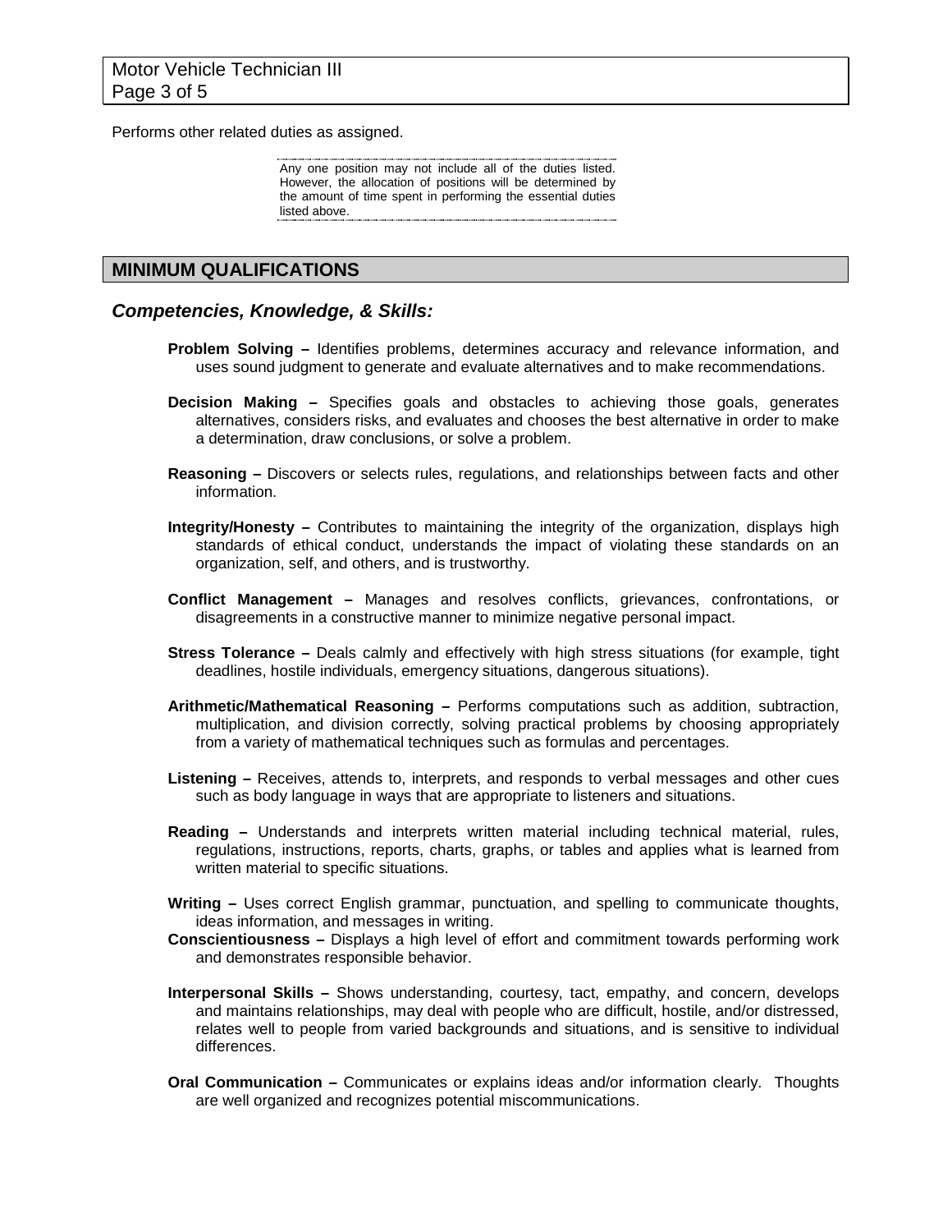Performs other related duties as assigned.

> Any one position may not include all of the duties listed. However, the allocation of positions will be determined by the amount of time spent in performing the essential duties listed above.

## MINIMUM QUALIFICATIONS

### *Competencies, Knowledge, & Skills:*

**Problem Solving –** Identifies problems, determines accuracy and relevance information, and uses sound judgment to generate and evaluate alternatives and to make recommendations.

**Decision Making –** Specifies goals and obstacles to achieving those goals, generates alternatives, considers risks, and evaluates and chooses the best alternative in order to make a determination, draw conclusions, or solve a problem.

**Reasoning –** Discovers or selects rules, regulations, and relationships between facts and other information.

**Integrity/Honesty –** Contributes to maintaining the integrity of the organization, displays high standards of ethical conduct, understands the impact of violating these standards on an organization, self, and others, and is trustworthy.

**Conflict Management –** Manages and resolves conflicts, grievances, confrontations, or disagreements in a constructive manner to minimize negative personal impact.

**Stress Tolerance –** Deals calmly and effectively with high stress situations (for example, tight deadlines, hostile individuals, emergency situations, dangerous situations).

**Arithmetic/Mathematical Reasoning –** Performs computations such as addition, subtraction, multiplication, and division correctly, solving practical problems by choosing appropriately from a variety of mathematical techniques such as formulas and percentages.

**Listening –** Receives, attends to, interprets, and responds to verbal messages and other cues such as body language in ways that are appropriate to listeners and situations.

**Reading –** Understands and interprets written material including technical material, rules, regulations, instructions, reports, charts, graphs, or tables and applies what is learned from written material to specific situations.

**Writing –** Uses correct English grammar, punctuation, and spelling to communicate thoughts, ideas information, and messages in writing.

**Conscientiousness –** Displays a high level of effort and commitment towards performing work and demonstrates responsible behavior.

**Interpersonal Skills –** Shows understanding, courtesy, tact, empathy, and concern, develops and maintains relationships, may deal with people who are difficult, hostile, and/or distressed, relates well to people from varied backgrounds and situations, and is sensitive to individual differences.

**Oral Communication –** Communicates or explains ideas and/or information clearly. Thoughts are well organized and recognizes potential miscommunications.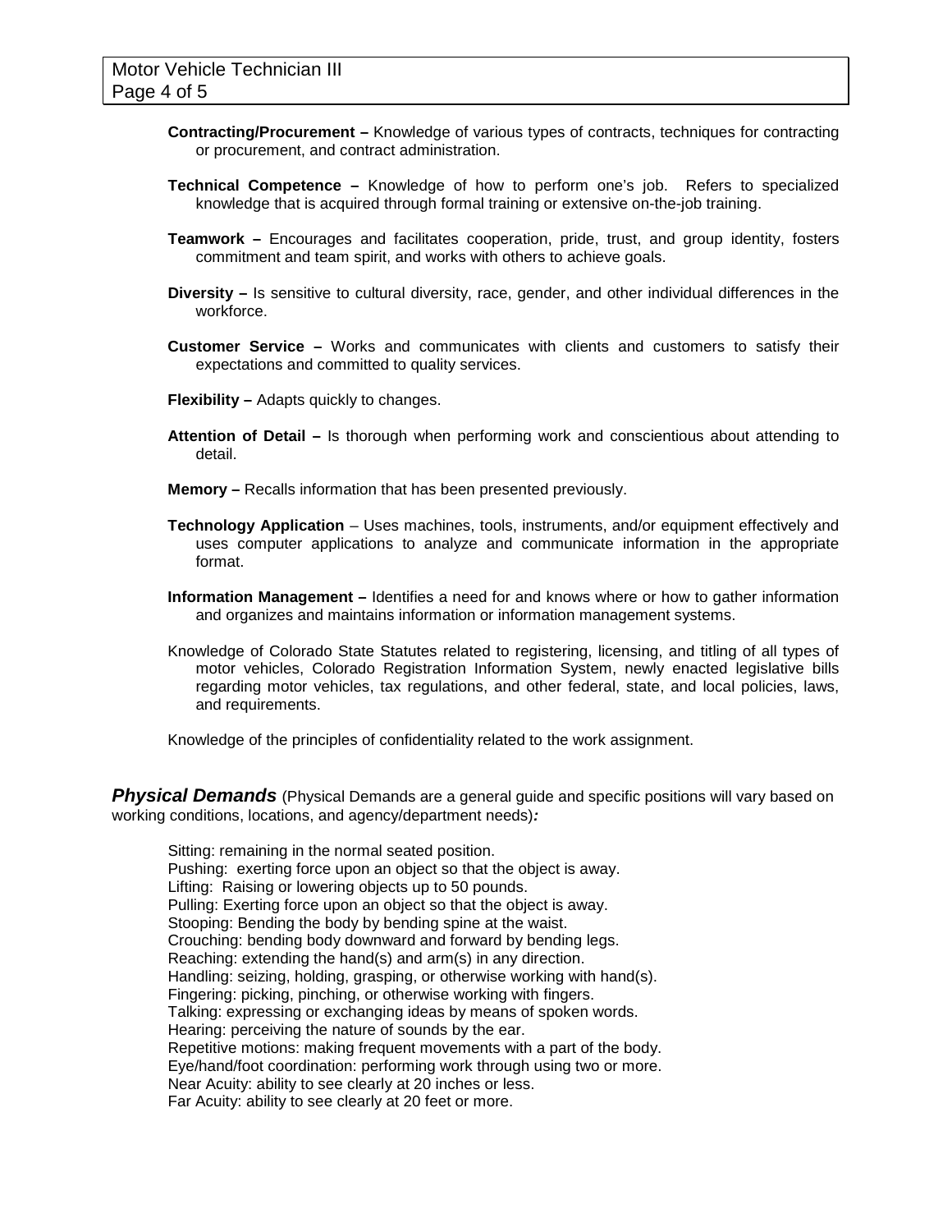**Contracting/Procurement –** Knowledge of various types of contracts, techniques for contracting or procurement, and contract administration.

**Technical Competence –** Knowledge of how to perform one's job. Refers to specialized knowledge that is acquired through formal training or extensive on-the-job training.

**Teamwork –** Encourages and facilitates cooperation, pride, trust, and group identity, fosters commitment and team spirit, and works with others to achieve goals.

**Diversity –** Is sensitive to cultural diversity, race, gender, and other individual differences in the workforce.

**Customer Service –** Works and communicates with clients and customers to satisfy their expectations and committed to quality services.

**Flexibility –** Adapts quickly to changes.

**Attention of Detail –** Is thorough when performing work and conscientious about attending to detail.

**Memory –** Recalls information that has been presented previously.

**Technology Application** – Uses machines, tools, instruments, and/or equipment effectively and uses computer applications to analyze and communicate information in the appropriate format.

**Information Management –** Identifies a need for and knows where or how to gather information and organizes and maintains information or information management systems.

Knowledge of Colorado State Statutes related to registering, licensing, and titling of all types of motor vehicles, Colorado Registration Information System, newly enacted legislative bills regarding motor vehicles, tax regulations, and other federal, state, and local policies, laws, and requirements.

Knowledge of the principles of confidentiality related to the work assignment.

***Physical Demands*** (Physical Demands are a general guide and specific positions will vary based on working conditions, locations, and agency/department needs)***:***

Sitting: remaining in the normal seated position.
Pushing: exerting force upon an object so that the object is away.
Lifting: Raising or lowering objects up to 50 pounds.
Pulling: Exerting force upon an object so that the object is away.
Stooping: Bending the body by bending spine at the waist.
Crouching: bending body downward and forward by bending legs.
Reaching: extending the hand(s) and arm(s) in any direction.
Handling: seizing, holding, grasping, or otherwise working with hand(s).
Fingering: picking, pinching, or otherwise working with fingers.
Talking: expressing or exchanging ideas by means of spoken words.
Hearing: perceiving the nature of sounds by the ear.
Repetitive motions: making frequent movements with a part of the body.
Eye/hand/foot coordination: performing work through using two or more.
Near Acuity: ability to see clearly at 20 inches or less.
Far Acuity: ability to see clearly at 20 feet or more.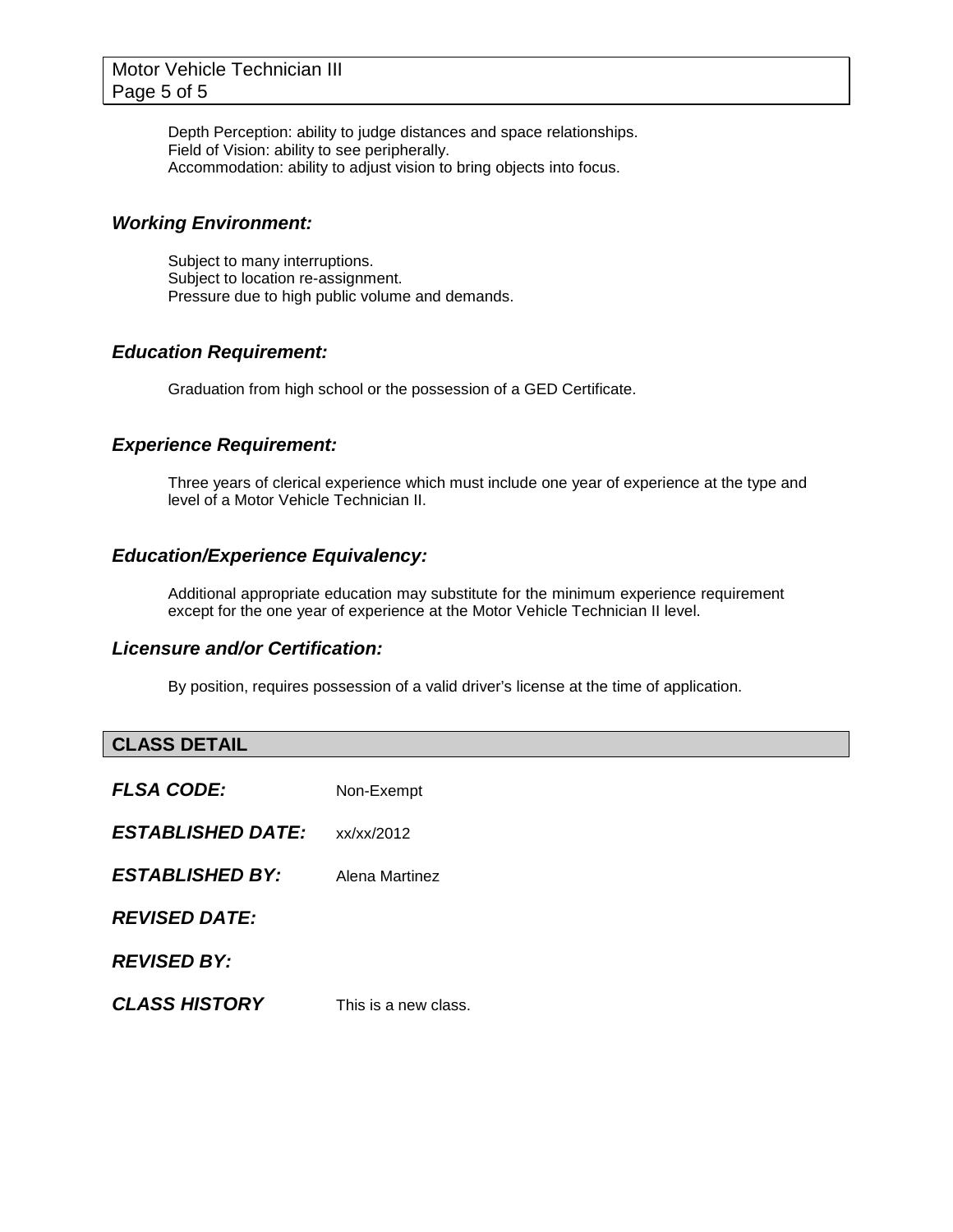Depth Perception: ability to judge distances and space relationships.
Field of Vision: ability to see peripherally.
Accommodation: ability to adjust vision to bring objects into focus.

### *Working Environment:*

Subject to many interruptions.
Subject to location re-assignment.
Pressure due to high public volume and demands.

### *Education Requirement:*

Graduation from high school or the possession of a GED Certificate.

### *Experience Requirement:*

Three years of clerical experience which must include one year of experience at the type and level of a Motor Vehicle Technician II.

### *Education/Experience Equivalency:*

Additional appropriate education may substitute for the minimum experience requirement except for the one year of experience at the Motor Vehicle Technician II level.

### *Licensure and/or Certification:*

By position, requires possession of a valid driver's license at the time of application.

## CLASS DETAIL

***FLSA CODE:*** Non-Exempt

***ESTABLISHED DATE:*** xx/xx/2012

***ESTABLISHED BY:*** Alena Martinez

***REVISED DATE:***

***REVISED BY:***

***CLASS HISTORY*** This is a new class.